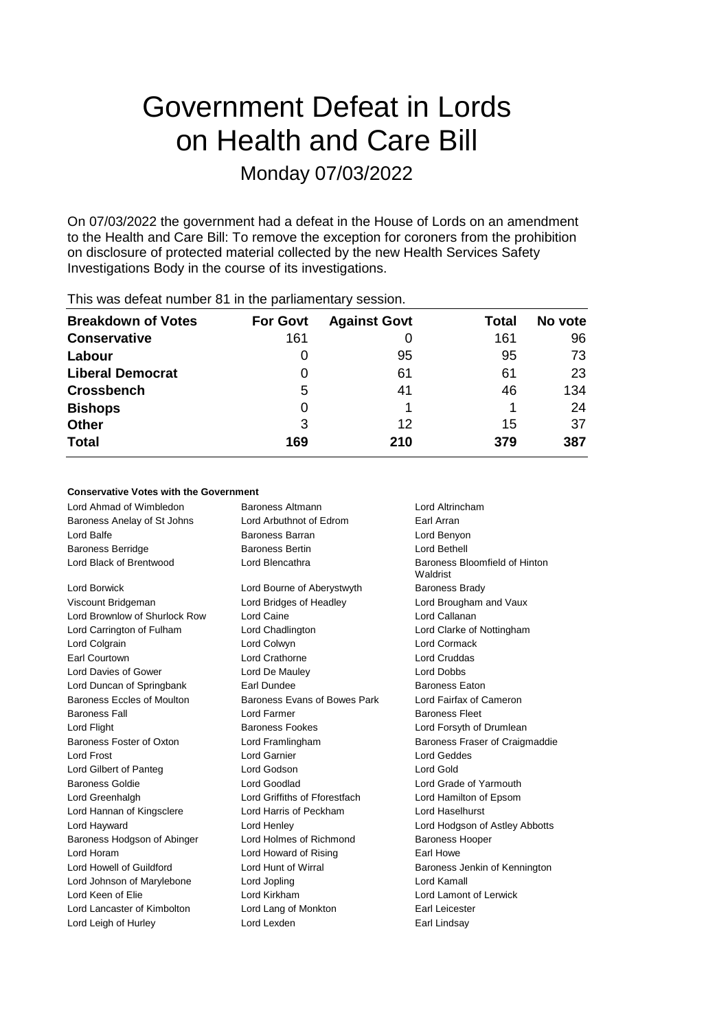# Government Defeat in Lords on Health and Care Bill

Monday 07/03/2022

On 07/03/2022 the government had a defeat in the House of Lords on an amendment to the Health and Care Bill: To remove the exception for coroners from the prohibition on disclosure of protected material collected by the new Health Services Safety Investigations Body in the course of its investigations.

This was defeat number 81 in the parliamentary session.

| Breakdown of Votes | For Govt | Against Govt | Total | No vote |
|---|---|---|---|---|
| **Conservative** | 161 | 0 | 161 | 96 |
| **Labour** | 0 | 95 | 95 | 73 |
| **Liberal Democrat** | 0 | 61 | 61 | 23 |
| **Crossbench** | 5 | 41 | 46 | 134 |
| **Bishops** | 0 | 1 | 1 | 24 |
| **Other** | 3 | 12 | 15 | 37 |
| **Total** | **169** | **210** | **379** | **387** |

**Conservative Votes with the Government**

Lord Ahmad of Wimbledon, Baroness Altmann, Lord Altrincham, Baroness Anelay of St Johns, Lord Arbuthnot of Edrom, Earl Arran, Lord Balfe, Baroness Barran, Lord Benyon, Baroness Berridge, Baroness Bertin, Lord Bethell, Lord Black of Brentwood, Lord Blencathra, Baroness Bloomfield of Hinton Waldrist, Lord Borwick, Lord Bourne of Aberystwyth, Baroness Brady, Viscount Bridgeman, Lord Bridges of Headley, Lord Brougham and Vaux, Lord Brownlow of Shurlock Row, Lord Caine, Lord Callanan, Lord Carrington of Fulham, Lord Chadlington, Lord Clarke of Nottingham, Lord Colgrain, Lord Colwyn, Lord Cormack, Earl Courtown, Lord Crathorne, Lord Cruddas, Lord Davies of Gower, Lord De Mauley, Lord Dobbs, Lord Duncan of Springbank, Earl Dundee, Baroness Eaton, Baroness Eccles of Moulton, Baroness Evans of Bowes Park, Lord Fairfax of Cameron, Baroness Fall, Lord Farmer, Baroness Fleet, Lord Flight, Baroness Fookes, Lord Forsyth of Drumlean, Baroness Foster of Oxton, Lord Framlingham, Baroness Fraser of Craigmaddie, Lord Frost, Lord Garnier, Lord Geddes, Lord Gilbert of Panteg, Lord Godson, Lord Gold, Baroness Goldie, Lord Goodlad, Lord Grade of Yarmouth, Lord Greenhalgh, Lord Griffiths of Fforestfach, Lord Hamilton of Epsom, Lord Hannan of Kingsclere, Lord Harris of Peckham, Lord Haselhurst, Lord Hayward, Lord Henley, Lord Hodgson of Astley Abbotts, Baroness Hodgson of Abinger, Lord Holmes of Richmond, Baroness Hooper, Lord Horam, Lord Howard of Rising, Earl Howe, Lord Howell of Guildford, Lord Hunt of Wirral, Baroness Jenkin of Kennington, Lord Johnson of Marylebone, Lord Jopling, Lord Kamall, Lord Keen of Elie, Lord Kirkham, Lord Lamont of Lerwick, Lord Lancaster of Kimbolton, Lord Lang of Monkton, Earl Leicester, Lord Leigh of Hurley, Lord Lexden, Earl Lindsay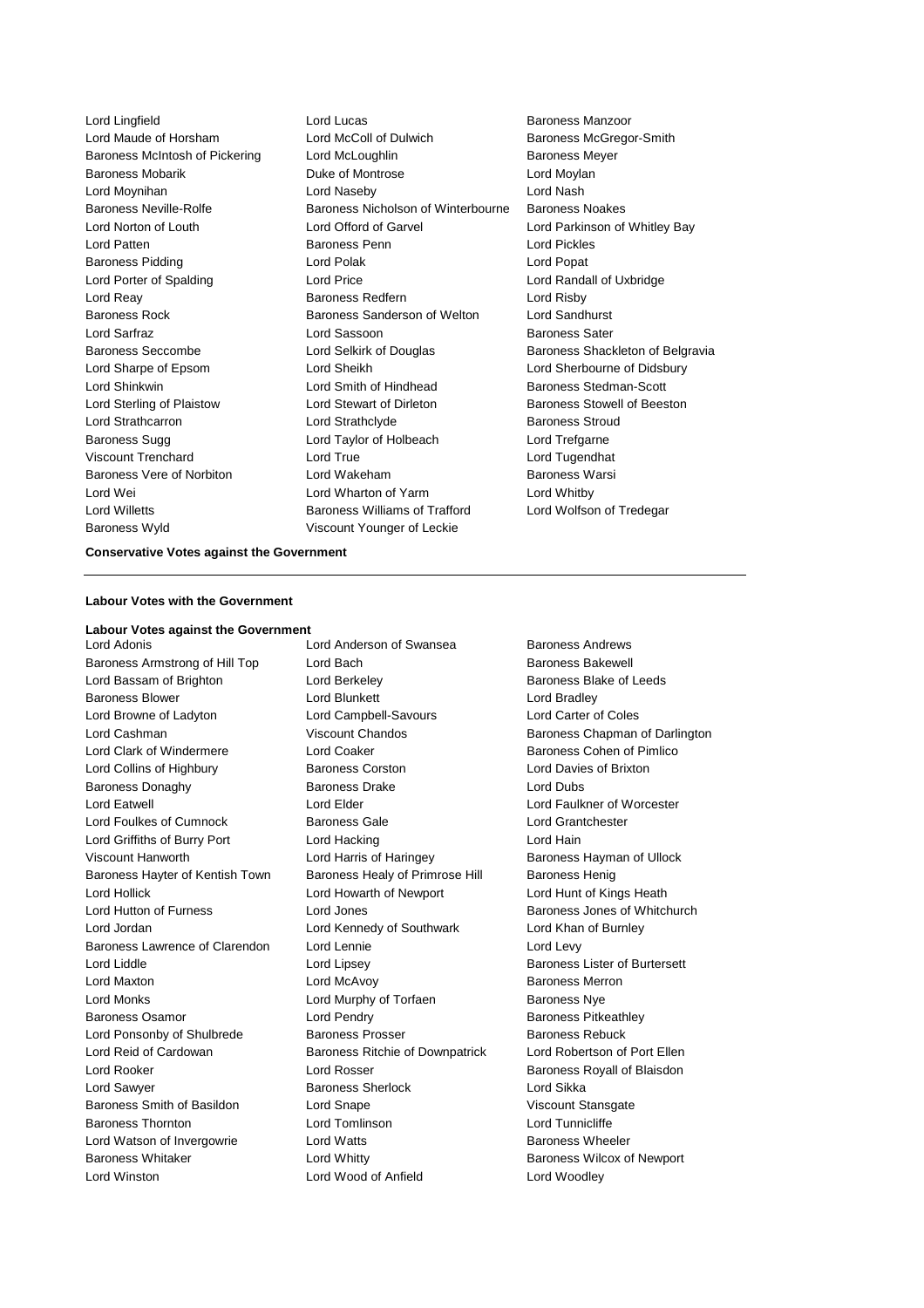Lord Lingfield Lord Lucas Baroness Manzoor
Lord Maude of Horsham Lord McColl of Dulwich Baroness McGregor-Smith
Baroness McIntosh of Pickering Lord McLoughlin Baroness Meyer
Baroness Mobarik Duke of Montrose Lord Moylan
Lord Moynihan Lord Naseby Lord Nash
Baroness Neville-Rolfe Baroness Nicholson of Winterbourne Baroness Noakes
Lord Norton of Louth Lord Offord of Garvel Lord Parkinson of Whitley Bay
Lord Patten Baroness Penn Lord Pickles
Baroness Pidding Lord Polak Lord Popat
Lord Porter of Spalding Lord Price Lord Randall of Uxbridge
Lord Reay Baroness Redfern Lord Risby
Baroness Rock Baroness Sanderson of Welton Lord Sandhurst
Lord Sarfraz Lord Sassoon Baroness Sater
Baroness Seccombe Lord Selkirk of Douglas Baroness Shackleton of Belgravia
Lord Sharpe of Epsom Lord Sheikh Lord Sherbourne of Didsbury
Lord Shinkwin Lord Smith of Hindhead Baroness Stedman-Scott
Lord Sterling of Plaistow Lord Stewart of Dirleton Baroness Stowell of Beeston
Lord Strathcarron Lord Strathclyde Baroness Stroud
Baroness Sugg Lord Taylor of Holbeach Lord Trefgarne
Viscount Trenchard Lord True Lord Tugendhat
Baroness Vere of Norbiton Lord Wakeham Baroness Warsi
Lord Wei Lord Wharton of Yarm Lord Whitby
Lord Willetts Baroness Williams of Trafford Lord Wolfson of Tredegar
Baroness Wyld Viscount Younger of Leckie

**Conservative Votes against the Government**

---

**Labour Votes with the Government**

**Labour Votes against the Government**

Lord Adonis Lord Anderson of Swansea Baroness Andrews
Baroness Armstrong of Hill Top Lord Bach Baroness Bakewell
Lord Bassam of Brighton Lord Berkeley Baroness Blake of Leeds
Baroness Blower Lord Blunkett Lord Bradley
Lord Browne of Ladyton Lord Campbell-Savours Lord Carter of Coles
Lord Cashman Viscount Chandos Baroness Chapman of Darlington
Lord Clark of Windermere Lord Coaker Baroness Cohen of Pimlico
Lord Collins of Highbury Baroness Corston Lord Davies of Brixton
Baroness Donaghy Baroness Drake Lord Dubs
Lord Eatwell Lord Elder Lord Faulkner of Worcester
Lord Foulkes of Cumnock Baroness Gale Lord Grantchester
Lord Griffiths of Burry Port Lord Hacking Lord Hain
Viscount Hanworth Lord Harris of Haringey Baroness Hayman of Ullock
Baroness Hayter of Kentish Town Baroness Healy of Primrose Hill Baroness Henig
Lord Hollick Lord Howarth of Newport Lord Hunt of Kings Heath
Lord Hutton of Furness Lord Jones Baroness Jones of Whitchurch
Lord Jordan Lord Kennedy of Southwark Lord Khan of Burnley
Baroness Lawrence of Clarendon Lord Lennie Lord Levy
Lord Liddle Lord Lipsey Baroness Lister of Burtersett
Lord Maxton Lord McAvoy Baroness Merron
Lord Monks Lord Murphy of Torfaen Baroness Nye
Baroness Osamor Lord Pendry Baroness Pitkeathley
Lord Ponsonby of Shulbrede Baroness Prosser Baroness Rebuck
Lord Reid of Cardowan Baroness Ritchie of Downpatrick Lord Robertson of Port Ellen
Lord Rooker Lord Rosser Baroness Royall of Blaisdon
Lord Sawyer Baroness Sherlock Lord Sikka
Baroness Smith of Basildon Lord Snape Viscount Stansgate
Baroness Thornton Lord Tomlinson Lord Tunnicliffe
Lord Watson of Invergowrie Lord Watts Baroness Wheeler
Baroness Whitaker Lord Whitty Baroness Wilcox of Newport
Lord Winston Lord Wood of Anfield Lord Woodley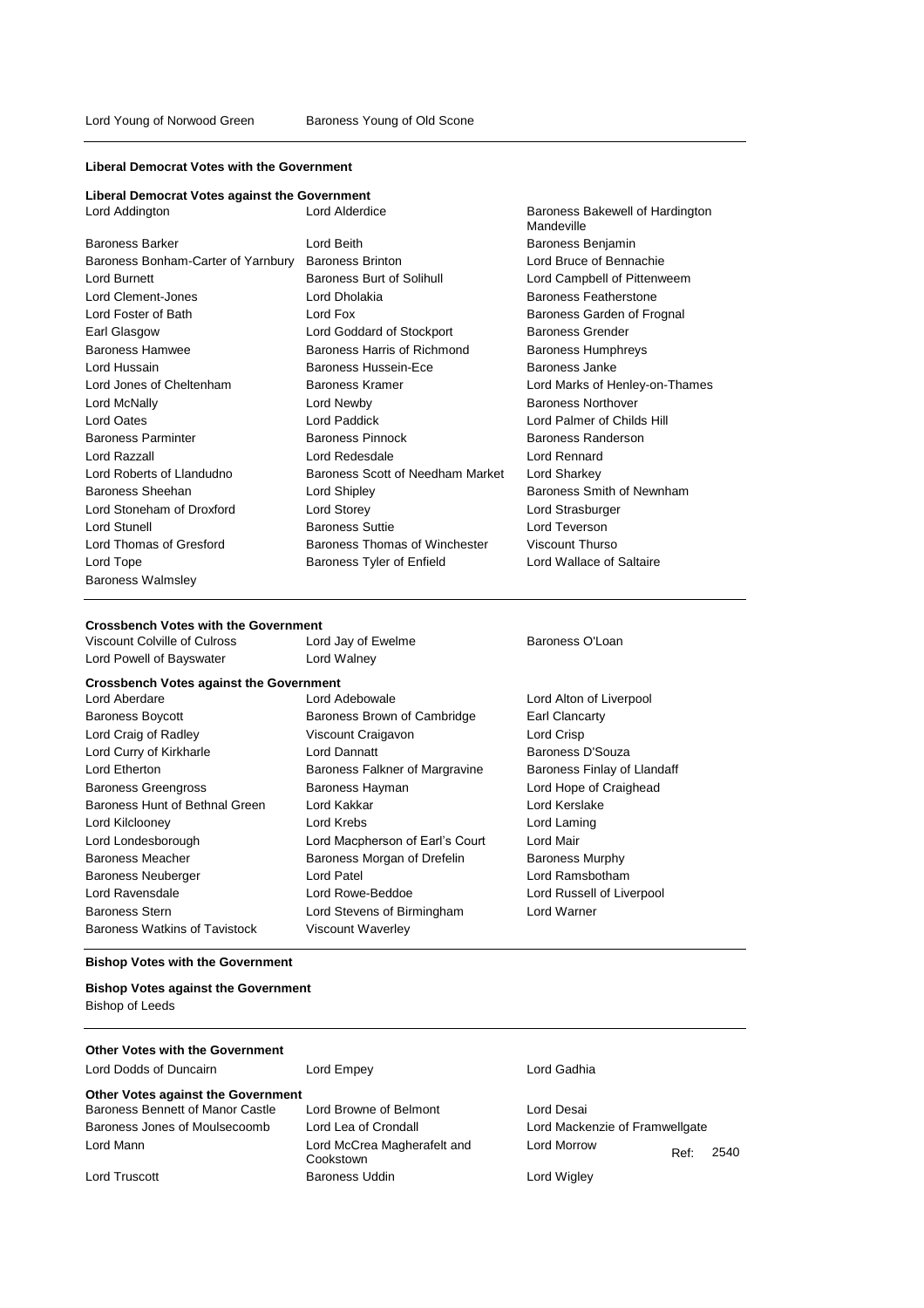Lord Young of Norwood Green Baroness Young of Old Scone

**Liberal Democrat Votes with the Government**

**Liberal Democrat Votes against the Government**

| | | |
|---|---|---|
| Lord Addington | Lord Alderdice | Baroness Bakewell of Hardington Mandeville |
| Baroness Barker | Lord Beith | Baroness Benjamin |
| Baroness Bonham-Carter of Yarnbury | Baroness Brinton | Lord Bruce of Bennachie |
| Lord Burnett | Baroness Burt of Solihull | Lord Campbell of Pittenweem |
| Lord Clement-Jones | Lord Dholakia | Baroness Featherstone |
| Lord Foster of Bath | Lord Fox | Baroness Garden of Frognal |
| Earl Glasgow | Lord Goddard of Stockport | Baroness Grender |
| Baroness Hamwee | Baroness Harris of Richmond | Baroness Humphreys |
| Lord Hussain | Baroness Hussein-Ece | Baroness Janke |
| Lord Jones of Cheltenham | Baroness Kramer | Lord Marks of Henley-on-Thames |
| Lord McNally | Lord Newby | Baroness Northover |
| Lord Oates | Lord Paddick | Lord Palmer of Childs Hill |
| Baroness Parminter | Baroness Pinnock | Baroness Randerson |
| Lord Razzall | Lord Redesdale | Lord Rennard |
| Lord Roberts of Llandudno | Baroness Scott of Needham Market | Lord Sharkey |
| Baroness Sheehan | Lord Shipley | Baroness Smith of Newnham |
| Lord Stoneham of Droxford | Lord Storey | Lord Strasburger |
| Lord Stunell | Baroness Suttie | Lord Teverson |
| Lord Thomas of Gresford | Baroness Thomas of Winchester | Viscount Thurso |
| Lord Tope | Baroness Tyler of Enfield | Lord Wallace of Saltaire |
| Baroness Walmsley | | |

**Crossbench Votes with the Government**

| | | |
|---|---|---|
| Viscount Colville of Culross | Lord Jay of Ewelme | Baroness O'Loan |
| Lord Powell of Bayswater | Lord Walney | |

**Crossbench Votes against the Government**

| | | |
|---|---|---|
| Lord Aberdare | Lord Adebowale | Lord Alton of Liverpool |
| Baroness Boycott | Baroness Brown of Cambridge | Earl Clancarty |
| Lord Craig of Radley | Viscount Craigavon | Lord Crisp |
| Lord Curry of Kirkharle | Lord Dannatt | Baroness D'Souza |
| Lord Etherton | Baroness Falkner of Margravine | Baroness Finlay of Llandaff |
| Baroness Greengross | Baroness Hayman | Lord Hope of Craighead |
| Baroness Hunt of Bethnal Green | Lord Kakkar | Lord Kerslake |
| Lord Kilclooney | Lord Krebs | Lord Laming |
| Lord Londesborough | Lord Macpherson of Earl's Court | Lord Mair |
| Baroness Meacher | Baroness Morgan of Drefelin | Baroness Murphy |
| Baroness Neuberger | Lord Patel | Lord Ramsbotham |
| Lord Ravensdale | Lord Rowe-Beddoe | Lord Russell of Liverpool |
| Baroness Stern | Lord Stevens of Birmingham | Lord Warner |
| Baroness Watkins of Tavistock | Viscount Waverley | |

**Bishop Votes with the Government**

**Bishop Votes against the Government**

Bishop of Leeds

**Other Votes with the Government**

| | | |
|---|---|---|
| Lord Dodds of Duncairn | Lord Empey | Lord Gadhia |

**Other Votes against the Government**

| | | |
|---|---|---|
| Baroness Bennett of Manor Castle | Lord Browne of Belmont | Lord Desai |
| Baroness Jones of Moulsecoomb | Lord Lea of Crondall | Lord Mackenzie of Framwellgate |
| Lord Mann | Lord McCrea Magherafelt and Cookstown | Lord Morrow |
| Lord Truscott | Baroness Uddin | Lord Wigley |

Ref: 2540